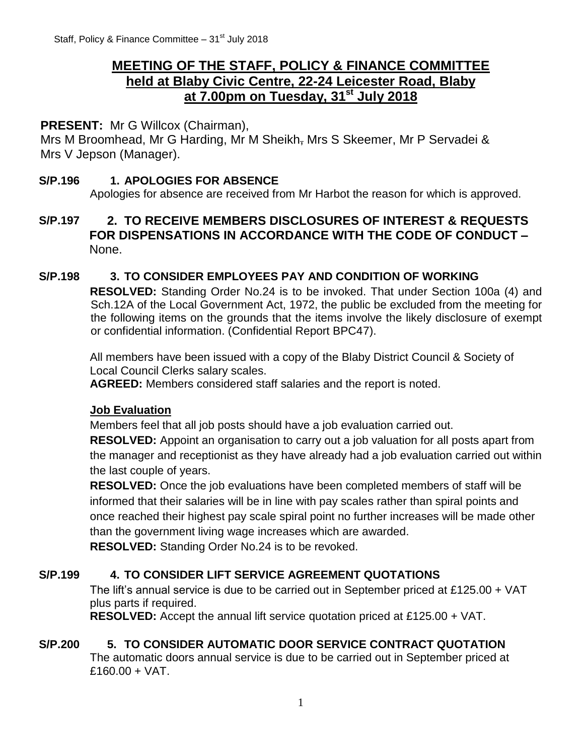# MEETING OF THE STAFF, POLICY & FINANCE COMMITTEE held at Blaby Civic Centre, 22-24 Leicester Road, Blaby at 7.00pm on Tuesday, 31st July 2018

**PRESENT:** Mr G Willcox (Chairman), Mrs M Broomhead, Mr G Harding, Mr M Sheikh, Mrs S Skeemer, Mr P Servadei & Mrs V Jepson (Manager).

**S/P.196 1. APOLOGIES FOR ABSENCE**

Apologies for absence are received from Mr Harbot the reason for which is approved.

**S/P.197 2. TO RECEIVE MEMBERS DISCLOSURES OF INTEREST & REQUESTS FOR DISPENSATIONS IN ACCORDANCE WITH THE CODE OF CONDUCT –** None.

**S/P.198 3. TO CONSIDER EMPLOYEES PAY AND CONDITION OF WORKING**

**RESOLVED:** Standing Order No.24 is to be invoked. That under Section 100a (4) and Sch.12A of the Local Government Act, 1972, the public be excluded from the meeting for the following items on the grounds that the items involve the likely disclosure of exempt or confidential information. (Confidential Report BPC47).

All members have been issued with a copy of the Blaby District Council & Society of Local Council Clerks salary scales.

**AGREED:** Members considered staff salaries and the report is noted.

**Job Evaluation**

Members feel that all job posts should have a job evaluation carried out.

**RESOLVED:** Appoint an organisation to carry out a job valuation for all posts apart from the manager and receptionist as they have already had a job evaluation carried out within the last couple of years.

**RESOLVED:** Once the job evaluations have been completed members of staff will be informed that their salaries will be in line with pay scales rather than spiral points and once reached their highest pay scale spiral point no further increases will be made other than the government living wage increases which are awarded.

**RESOLVED:** Standing Order No.24 is to be revoked.

**S/P.199 4. TO CONSIDER LIFT SERVICE AGREEMENT QUOTATIONS**

The lift's annual service is due to be carried out in September priced at £125.00 + VAT plus parts if required.

**RESOLVED:** Accept the annual lift service quotation priced at £125.00 + VAT.

**S/P.200 5. TO CONSIDER AUTOMATIC DOOR SERVICE CONTRACT QUOTATION**

The automatic doors annual service is due to be carried out in September priced at £160.00 + VAT.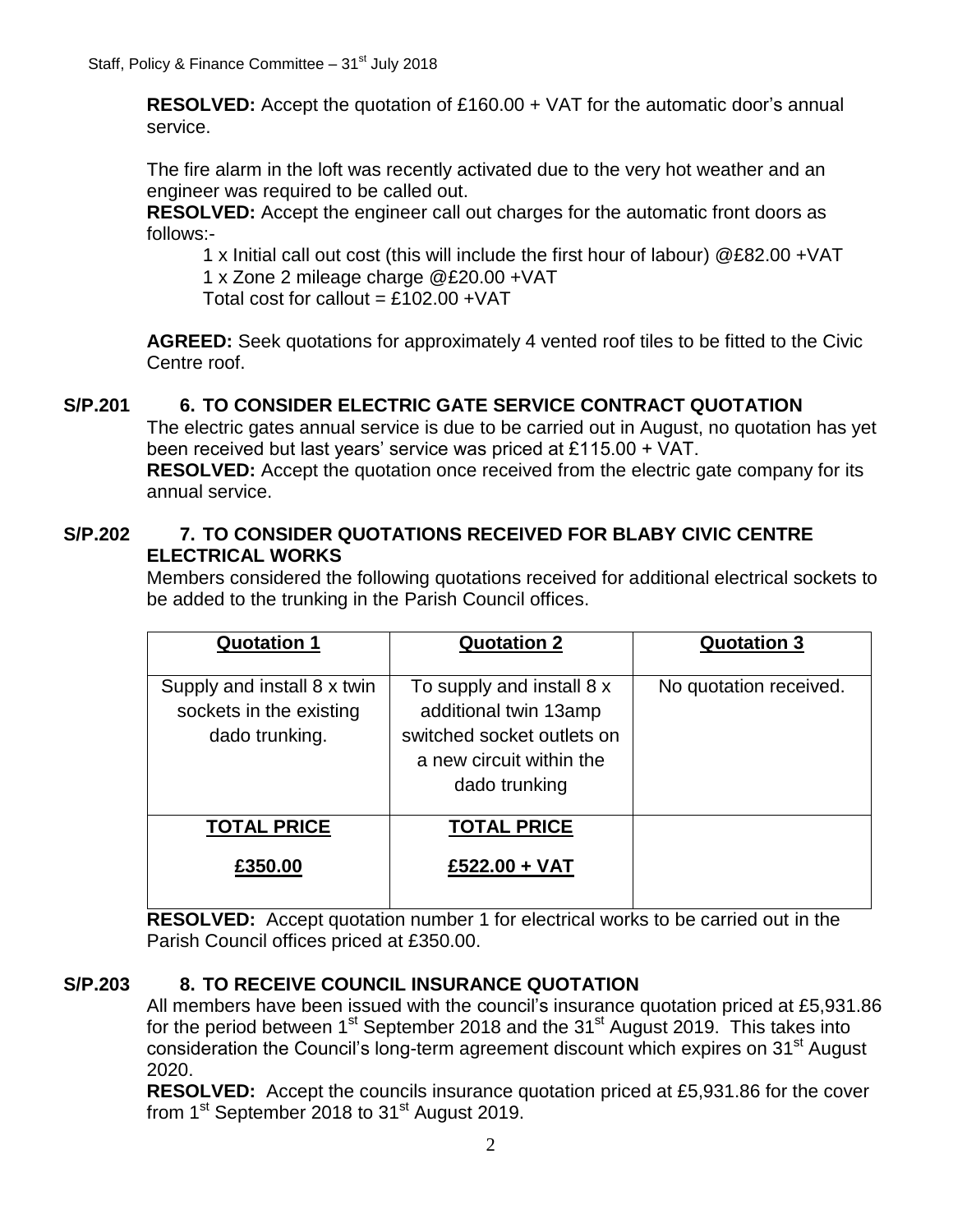**RESOLVED:** Accept the quotation of £160.00 + VAT for the automatic door's annual service.

The fire alarm in the loft was recently activated due to the very hot weather and an engineer was required to be called out.

**RESOLVED:** Accept the engineer call out charges for the automatic front doors as follows:-

1 x Initial call out cost (this will include the first hour of labour) @£82.00 +VAT
1 x Zone 2 mileage charge @£20.00 +VAT
Total cost for callout = £102.00 +VAT

**AGREED:** Seek quotations for approximately 4 vented roof tiles to be fitted to the Civic Centre roof.

**S/P.201 6. TO CONSIDER ELECTRIC GATE SERVICE CONTRACT QUOTATION**

The electric gates annual service is due to be carried out in August, no quotation has yet been received but last years' service was priced at £115.00 + VAT.

**RESOLVED:** Accept the quotation once received from the electric gate company for its annual service.

**S/P.202 7. TO CONSIDER QUOTATIONS RECEIVED FOR BLABY CIVIC CENTRE ELECTRICAL WORKS**

Members considered the following quotations received for additional electrical sockets to be added to the trunking in the Parish Council offices.

| **Quotation 1** | **Quotation 2** | **Quotation 3** |
|---|---|---|
| Supply and install 8 x twin sockets in the existing dado trunking. | To supply and install 8 x additional twin 13amp switched socket outlets on a new circuit within the dado trunking | No quotation received. |
| **TOTAL PRICE**<br>**£350.00** | **TOTAL PRICE**<br>**£522.00 + VAT** | |

**RESOLVED:** Accept quotation number 1 for electrical works to be carried out in the Parish Council offices priced at £350.00.

**S/P.203 8. TO RECEIVE COUNCIL INSURANCE QUOTATION**

All members have been issued with the council's insurance quotation priced at £5,931.86 for the period between 1st September 2018 and the 31st August 2019. This takes into consideration the Council's long-term agreement discount which expires on 31st August 2020.

**RESOLVED:** Accept the councils insurance quotation priced at £5,931.86 for the cover from 1st September 2018 to 31st August 2019.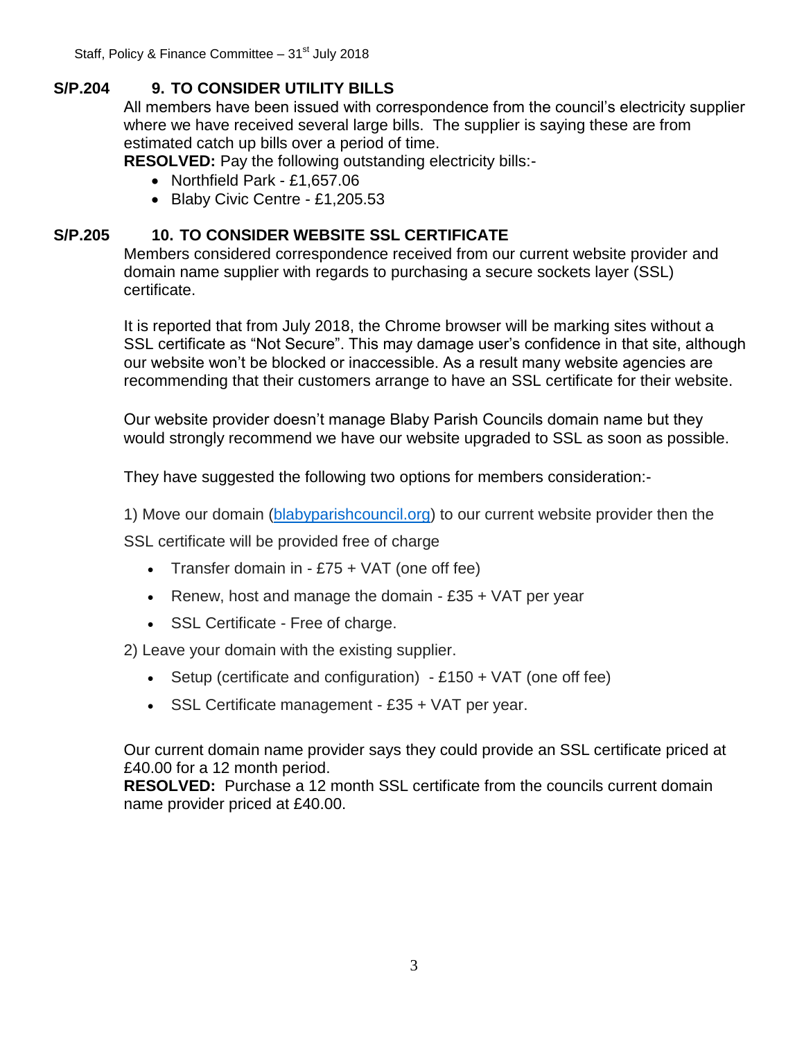**S/P.204 9. TO CONSIDER UTILITY BILLS**

All members have been issued with correspondence from the council's electricity supplier where we have received several large bills. The supplier is saying these are from estimated catch up bills over a period of time.

**RESOLVED:** Pay the following outstanding electricity bills:-

- Northfield Park - £1,657.06
- Blaby Civic Centre - £1,205.53

**S/P.205 10. TO CONSIDER WEBSITE SSL CERTIFICATE**

Members considered correspondence received from our current website provider and domain name supplier with regards to purchasing a secure sockets layer (SSL) certificate.

It is reported that from July 2018, the Chrome browser will be marking sites without a SSL certificate as "Not Secure". This may damage user's confidence in that site, although our website won't be blocked or inaccessible. As a result many website agencies are recommending that their customers arrange to have an SSL certificate for their website.

Our website provider doesn't manage Blaby Parish Councils domain name but they would strongly recommend we have our website upgraded to SSL as soon as possible.

They have suggested the following two options for members consideration:-

1) Move our domain (blabyparishcouncil.org) to our current website provider then the SSL certificate will be provided free of charge

- Transfer domain in - £75 + VAT (one off fee)
- Renew, host and manage the domain - £35 + VAT per year
- SSL Certificate - Free of charge.

2) Leave your domain with the existing supplier.

- Setup (certificate and configuration) - £150 + VAT (one off fee)
- SSL Certificate management - £35 + VAT per year.

Our current domain name provider says they could provide an SSL certificate priced at £40.00 for a 12 month period.

**RESOLVED:** Purchase a 12 month SSL certificate from the councils current domain name provider priced at £40.00.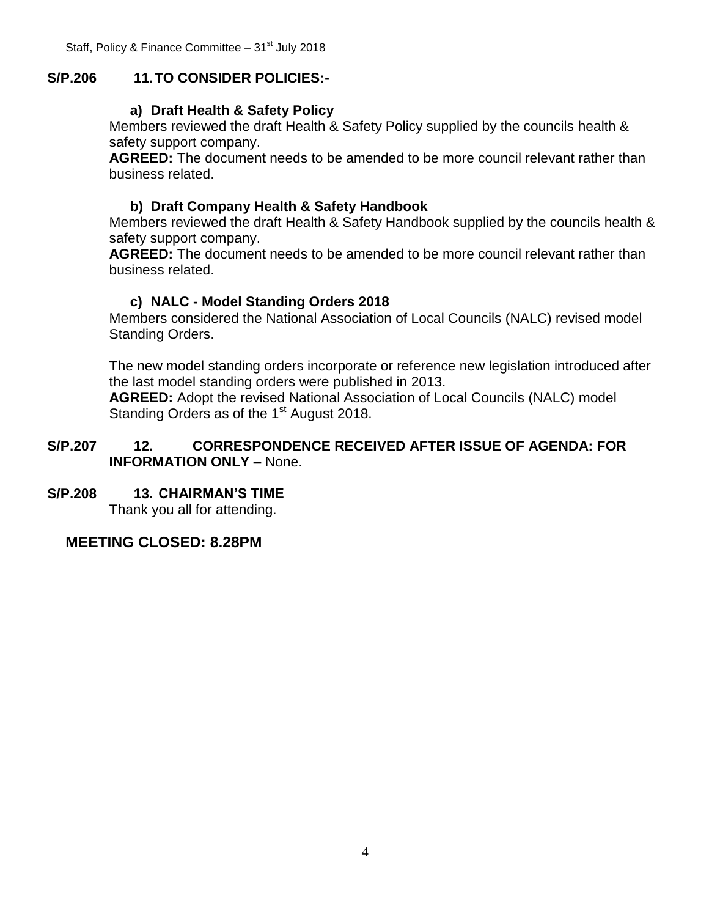**S/P.206 11. TO CONSIDER POLICIES:-**

**a) Draft Health & Safety Policy**

Members reviewed the draft Health & Safety Policy supplied by the councils health & safety support company.

**AGREED:** The document needs to be amended to be more council relevant rather than business related.

**b) Draft Company Health & Safety Handbook**

Members reviewed the draft Health & Safety Handbook supplied by the councils health & safety support company.

**AGREED:** The document needs to be amended to be more council relevant rather than business related.

**c) NALC - Model Standing Orders 2018**

Members considered the National Association of Local Councils (NALC) revised model Standing Orders.

The new model standing orders incorporate or reference new legislation introduced after the last model standing orders were published in 2013.

**AGREED:** Adopt the revised National Association of Local Councils (NALC) model Standing Orders as of the 1st August 2018.

**S/P.207 12. CORRESPONDENCE RECEIVED AFTER ISSUE OF AGENDA: FOR INFORMATION ONLY –** None.

**S/P.208 13. CHAIRMAN'S TIME**

Thank you all for attending.

**MEETING CLOSED: 8.28PM**